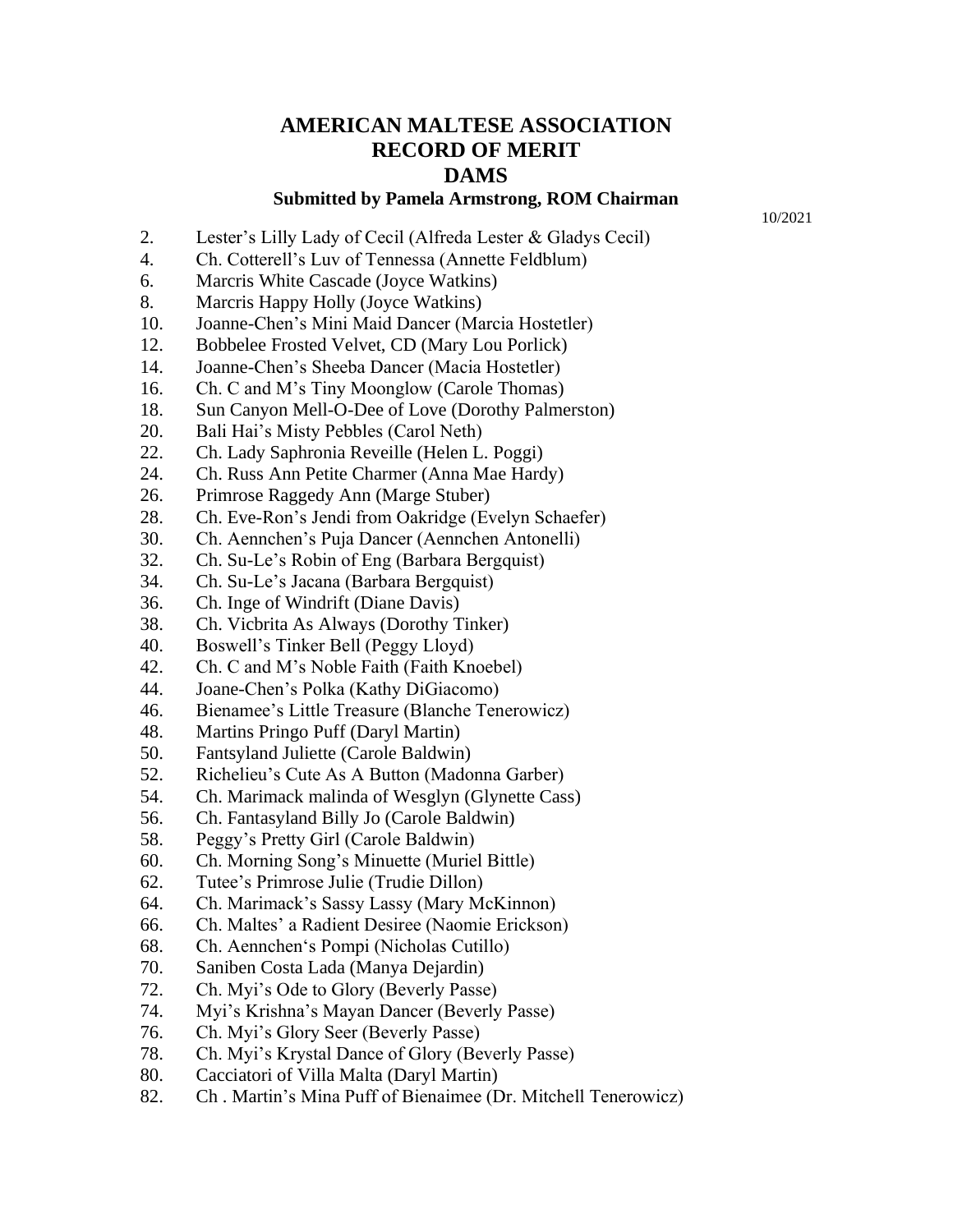# AMERICAN MALTESE ASSOCIATION
# RECORD OF MERIT
# DAMS

**Submitted by Pamela Armstrong, ROM Chairman**

10/2021

2. Lester's Lilly Lady of Cecil (Alfreda Lester & Gladys Cecil)
4. Ch. Cotterell's Luv of Tennessa (Annette Feldblum)
6. Marcris White Cascade (Joyce Watkins)
8. Marcris Happy Holly (Joyce Watkins)
10. Joanne-Chen's Mini Maid Dancer (Marcia Hostetler)
12. Bobbelee Frosted Velvet, CD (Mary Lou Porlick)
14. Joanne-Chen's Sheeba Dancer (Macia Hostetler)
16. Ch. C and M's Tiny Moonglow (Carole Thomas)
18. Sun Canyon Mell-O-Dee of Love (Dorothy Palmerston)
20. Bali Hai's Misty Pebbles (Carol Neth)
22. Ch. Lady Saphronia Reveille (Helen L. Poggi)
24. Ch. Russ Ann Petite Charmer (Anna Mae Hardy)
26. Primrose Raggedy Ann (Marge Stuber)
28. Ch. Eve-Ron's Jendi from Oakridge (Evelyn Schaefer)
30. Ch. Aennchen's Puja Dancer (Aennchen Antonelli)
32. Ch. Su-Le's Robin of Eng (Barbara Bergquist)
34. Ch. Su-Le's Jacana (Barbara Bergquist)
36. Ch. Inge of Windrift (Diane Davis)
38. Ch. Vicbrita As Always (Dorothy Tinker)
40. Boswell's Tinker Bell (Peggy Lloyd)
42. Ch. C and M's Noble Faith (Faith Knoebel)
44. Joane-Chen's Polka (Kathy DiGiacomo)
46. Bienamee's Little Treasure (Blanche Tenerowicz)
48. Martins Pringo Puff (Daryl Martin)
50. Fantsyland Juliette (Carole Baldwin)
52. Richelieu's Cute As A Button (Madonna Garber)
54. Ch. Marimack malinda of Wesglyn (Glynette Cass)
56. Ch. Fantasyland Billy Jo (Carole Baldwin)
58. Peggy's Pretty Girl (Carole Baldwin)
60. Ch. Morning Song's Minuette (Muriel Bittle)
62. Tutee's Primrose Julie (Trudie Dillon)
64. Ch. Marimack's Sassy Lassy (Mary McKinnon)
66. Ch. Maltes' a Radient Desiree (Naomie Erickson)
68. Ch. Aennchen's Pompi (Nicholas Cutillo)
70. Saniben Costa Lada (Manya Dejardin)
72. Ch. Myi's Ode to Glory (Beverly Passe)
74. Myi's Krishna's Mayan Dancer (Beverly Passe)
76. Ch. Myi's Glory Seer (Beverly Passe)
78. Ch. Myi's Krystal Dance of Glory (Beverly Passe)
80. Cacciatori of Villa Malta (Daryl Martin)
82. Ch . Martin's Mina Puff of Bienaimee (Dr. Mitchell Tenerowicz)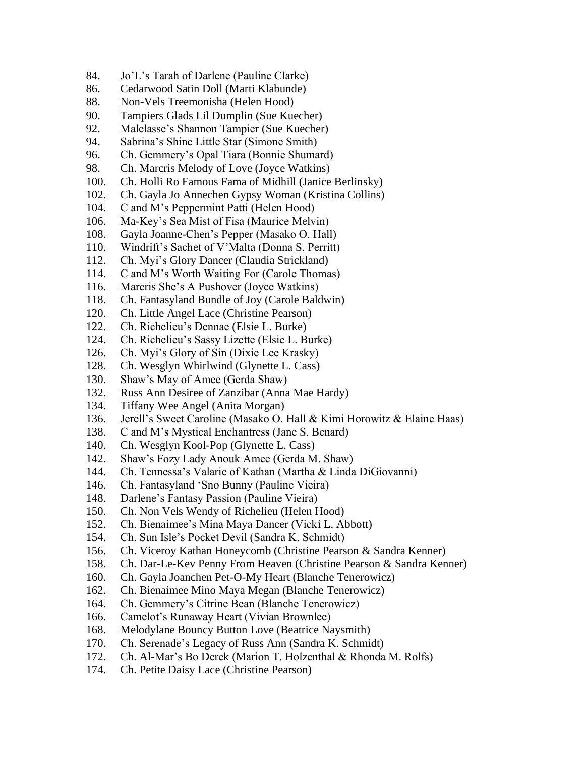84. Jo'L's Tarah of Darlene (Pauline Clarke)
86. Cedarwood Satin Doll (Marti Klabunde)
88. Non-Vels Treemonisha (Helen Hood)
90. Tampiers Glads Lil Dumplin (Sue Kuecher)
92. Malelasse's Shannon Tampier (Sue Kuecher)
94. Sabrina's Shine Little Star (Simone Smith)
96. Ch. Gemmery's Opal Tiara (Bonnie Shumard)
98. Ch. Marcris Melody of Love (Joyce Watkins)
100. Ch. Holli Ro Famous Fama of Midhill (Janice Berlinsky)
102. Ch. Gayla Jo Annechen Gypsy Woman (Kristina Collins)
104. C and M's Peppermint Patti (Helen Hood)
106. Ma-Key's Sea Mist of Fisa (Maurice Melvin)
108. Gayla Joanne-Chen's Pepper (Masako O. Hall)
110. Windrift's Sachet of V'Malta (Donna S. Perritt)
112. Ch. Myi's Glory Dancer (Claudia Strickland)
114. C and M's Worth Waiting For (Carole Thomas)
116. Marcris She's A Pushover (Joyce Watkins)
118. Ch. Fantasyland Bundle of Joy (Carole Baldwin)
120. Ch. Little Angel Lace (Christine Pearson)
122. Ch. Richelieu's Dennae (Elsie L. Burke)
124. Ch. Richelieu's Sassy Lizette (Elsie L. Burke)
126. Ch. Myi's Glory of Sin (Dixie Lee Krasky)
128. Ch. Wesglyn Whirlwind (Glynette L. Cass)
130. Shaw's May of Amee (Gerda Shaw)
132. Russ Ann Desiree of Zanzibar (Anna Mae Hardy)
134. Tiffany Wee Angel (Anita Morgan)
136. Jerell's Sweet Caroline (Masako O. Hall & Kimi Horowitz & Elaine Haas)
138. C and M's Mystical Enchantress (Jane S. Benard)
140. Ch. Wesglyn Kool-Pop (Glynette L. Cass)
142. Shaw's Fozy Lady Anouk Amee (Gerda M. Shaw)
144. Ch. Tennessa's Valarie of Kathan (Martha & Linda DiGiovanni)
146. Ch. Fantasyland 'Sno Bunny (Pauline Vieira)
148. Darlene's Fantasy Passion (Pauline Vieira)
150. Ch. Non Vels Wendy of Richelieu (Helen Hood)
152. Ch. Bienaimee's Mina Maya Dancer (Vicki L. Abbott)
154. Ch. Sun Isle's Pocket Devil (Sandra K. Schmidt)
156. Ch. Viceroy Kathan Honeycomb (Christine Pearson & Sandra Kenner)
158. Ch. Dar-Le-Kev Penny From Heaven (Christine Pearson & Sandra Kenner)
160. Ch. Gayla Joanchen Pet-O-My Heart (Blanche Tenerowicz)
162. Ch. Bienaimee Mino Maya Megan (Blanche Tenerowicz)
164. Ch. Gemmery's Citrine Bean (Blanche Tenerowicz)
166. Camelot's Runaway Heart (Vivian Brownlee)
168. Melodylane Bouncy Button Love (Beatrice Naysmith)
170. Ch. Serenade's Legacy of Russ Ann (Sandra K. Schmidt)
172. Ch. Al-Mar's Bo Derek (Marion T. Holzenthal & Rhonda M. Rolfs)
174. Ch. Petite Daisy Lace (Christine Pearson)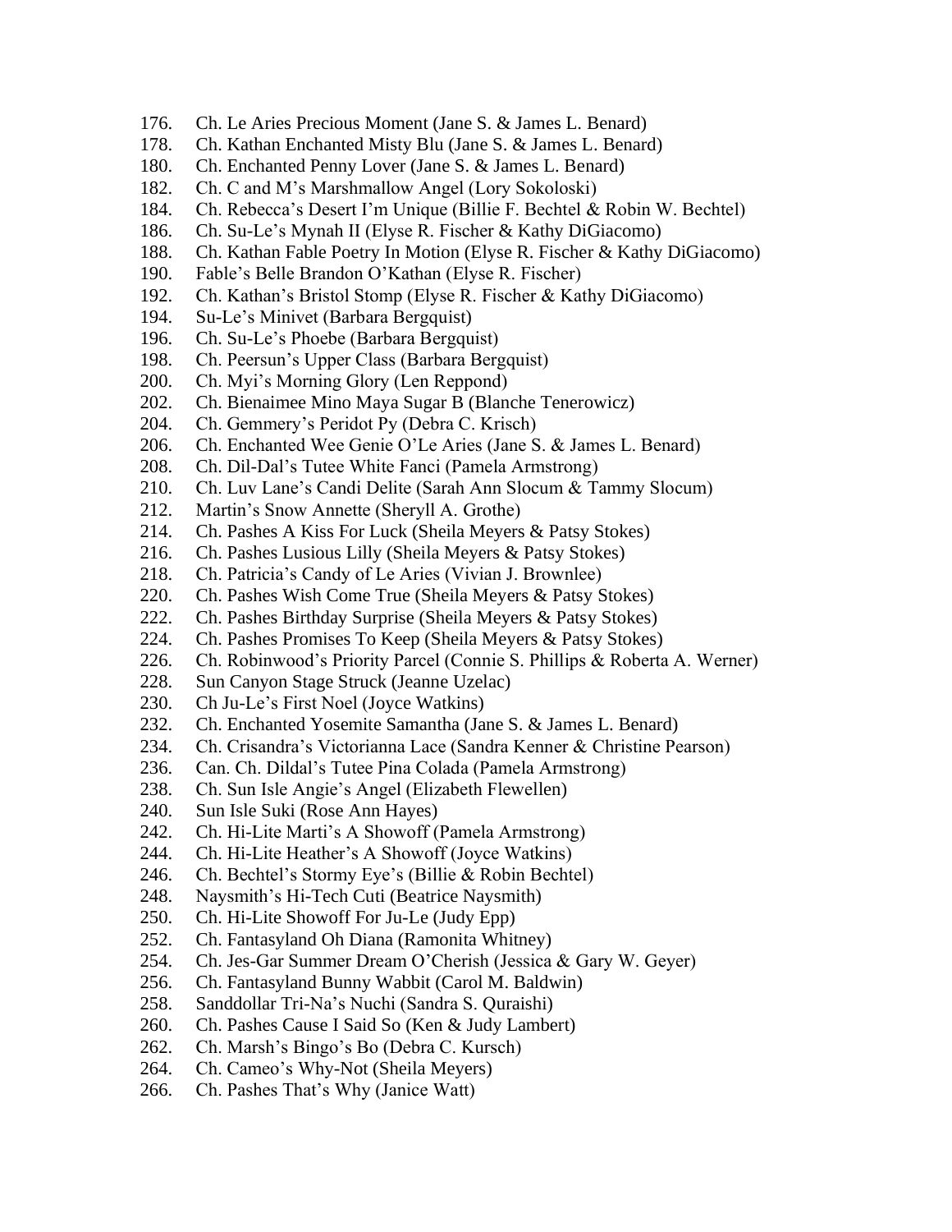176. Ch. Le Aries Precious Moment (Jane S. & James L. Benard)
178. Ch. Kathan Enchanted Misty Blu (Jane S. & James L. Benard)
180. Ch. Enchanted Penny Lover (Jane S. & James L. Benard)
182. Ch. C and M's Marshmallow Angel (Lory Sokoloski)
184. Ch. Rebecca's Desert I'm Unique (Billie F. Bechtel & Robin W. Bechtel)
186. Ch. Su-Le's Mynah II (Elyse R. Fischer & Kathy DiGiacomo)
188. Ch. Kathan Fable Poetry In Motion (Elyse R. Fischer & Kathy DiGiacomo)
190. Fable's Belle Brandon O'Kathan (Elyse R. Fischer)
192. Ch. Kathan's Bristol Stomp (Elyse R. Fischer & Kathy DiGiacomo)
194. Su-Le's Minivet (Barbara Bergquist)
196. Ch. Su-Le's Phoebe (Barbara Bergquist)
198. Ch. Peersun's Upper Class (Barbara Bergquist)
200. Ch. Myi's Morning Glory (Len Reppond)
202. Ch. Bienaimee Mino Maya Sugar B (Blanche Tenerowicz)
204. Ch. Gemmery's Peridot Py (Debra C. Krisch)
206. Ch. Enchanted Wee Genie O'Le Aries (Jane S. & James L. Benard)
208. Ch. Dil-Dal's Tutee White Fanci (Pamela Armstrong)
210. Ch. Luv Lane's Candi Delite (Sarah Ann Slocum & Tammy Slocum)
212. Martin's Snow Annette (Sheryll A. Grothe)
214. Ch. Pashes A Kiss For Luck (Sheila Meyers & Patsy Stokes)
216. Ch. Pashes Lusious Lilly (Sheila Meyers & Patsy Stokes)
218. Ch. Patricia's Candy of Le Aries (Vivian J. Brownlee)
220. Ch. Pashes Wish Come True (Sheila Meyers & Patsy Stokes)
222. Ch. Pashes Birthday Surprise (Sheila Meyers & Patsy Stokes)
224. Ch. Pashes Promises To Keep (Sheila Meyers & Patsy Stokes)
226. Ch. Robinwood's Priority Parcel (Connie S. Phillips & Roberta A. Werner)
228. Sun Canyon Stage Struck (Jeanne Uzelac)
230. Ch Ju-Le's First Noel (Joyce Watkins)
232. Ch. Enchanted Yosemite Samantha (Jane S. & James L. Benard)
234. Ch. Crisandra's Victorianna Lace (Sandra Kenner & Christine Pearson)
236. Can. Ch. Dildal's Tutee Pina Colada (Pamela Armstrong)
238. Ch. Sun Isle Angie's Angel (Elizabeth Flewellen)
240. Sun Isle Suki (Rose Ann Hayes)
242. Ch. Hi-Lite Marti's A Showoff (Pamela Armstrong)
244. Ch. Hi-Lite Heather's A Showoff (Joyce Watkins)
246. Ch. Bechtel's Stormy Eye's (Billie & Robin Bechtel)
248. Naysmith's Hi-Tech Cuti (Beatrice Naysmith)
250. Ch. Hi-Lite Showoff For Ju-Le (Judy Epp)
252. Ch. Fantasyland Oh Diana (Ramonita Whitney)
254. Ch. Jes-Gar Summer Dream O'Cherish (Jessica & Gary W. Geyer)
256. Ch. Fantasyland Bunny Wabbit (Carol M. Baldwin)
258. Sanddollar Tri-Na's Nuchi (Sandra S. Quraishi)
260. Ch. Pashes Cause I Said So (Ken & Judy Lambert)
262. Ch. Marsh's Bingo's Bo (Debra C. Kursch)
264. Ch. Cameo's Why-Not (Sheila Meyers)
266. Ch. Pashes That's Why (Janice Watt)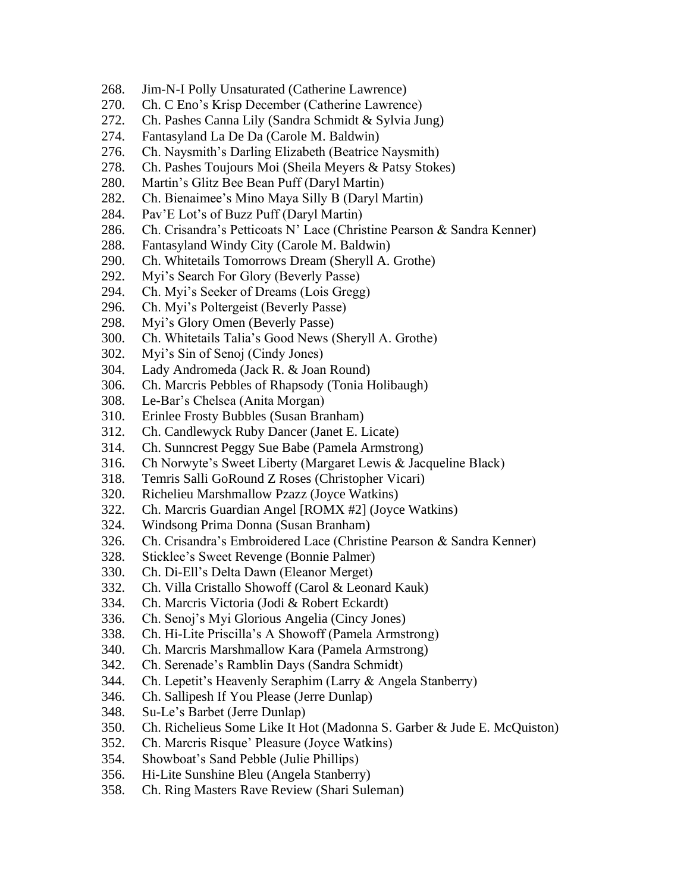268. Jim-N-I Polly Unsaturated (Catherine Lawrence)
270. Ch. C Eno's Krisp December (Catherine Lawrence)
272. Ch. Pashes Canna Lily (Sandra Schmidt & Sylvia Jung)
274. Fantasyland La De Da (Carole M. Baldwin)
276. Ch. Naysmith's Darling Elizabeth (Beatrice Naysmith)
278. Ch. Pashes Toujours Moi (Sheila Meyers & Patsy Stokes)
280. Martin's Glitz Bee Bean Puff (Daryl Martin)
282. Ch. Bienaimee's Mino Maya Silly B (Daryl Martin)
284. Pav'E Lot's of Buzz Puff (Daryl Martin)
286. Ch. Crisandra's Petticoats N' Lace (Christine Pearson & Sandra Kenner)
288. Fantasyland Windy City (Carole M. Baldwin)
290. Ch. Whitetails Tomorrows Dream (Sheryll A. Grothe)
292. Myi's Search For Glory (Beverly Passe)
294. Ch. Myi's Seeker of Dreams (Lois Gregg)
296. Ch. Myi's Poltergeist (Beverly Passe)
298. Myi's Glory Omen (Beverly Passe)
300. Ch. Whitetails Talia's Good News (Sheryll A. Grothe)
302. Myi's Sin of Senoj (Cindy Jones)
304. Lady Andromeda (Jack R. & Joan Round)
306. Ch. Marcris Pebbles of Rhapsody (Tonia Holibaugh)
308. Le-Bar's Chelsea (Anita Morgan)
310. Erinlee Frosty Bubbles (Susan Branham)
312. Ch. Candlewyck Ruby Dancer (Janet E. Licate)
314. Ch. Sunncrest Peggy Sue Babe (Pamela Armstrong)
316. Ch Norwyte's Sweet Liberty (Margaret Lewis & Jacqueline Black)
318. Temris Salli GoRound Z Roses (Christopher Vicari)
320. Richelieu Marshmallow Pzazz (Joyce Watkins)
322. Ch. Marcris Guardian Angel [ROMX #2] (Joyce Watkins)
324. Windsong Prima Donna (Susan Branham)
326. Ch. Crisandra's Embroidered Lace (Christine Pearson & Sandra Kenner)
328. Sticklee's Sweet Revenge (Bonnie Palmer)
330. Ch. Di-Ell's Delta Dawn (Eleanor Merget)
332. Ch. Villa Cristallo Showoff (Carol & Leonard Kauk)
334. Ch. Marcris Victoria (Jodi & Robert Eckardt)
336. Ch. Senoj's Myi Glorious Angelia (Cincy Jones)
338. Ch. Hi-Lite Priscilla's A Showoff (Pamela Armstrong)
340. Ch. Marcris Marshmallow Kara (Pamela Armstrong)
342. Ch. Serenade's Ramblin Days (Sandra Schmidt)
344. Ch. Lepetit's Heavenly Seraphim (Larry & Angela Stanberry)
346. Ch. Sallipesh If You Please (Jerre Dunlap)
348. Su-Le's Barbet (Jerre Dunlap)
350. Ch. Richelieus Some Like It Hot (Madonna S. Garber & Jude E. McQuiston)
352. Ch. Marcris Risque' Pleasure (Joyce Watkins)
354. Showboat's Sand Pebble (Julie Phillips)
356. Hi-Lite Sunshine Bleu (Angela Stanberry)
358. Ch. Ring Masters Rave Review (Shari Suleman)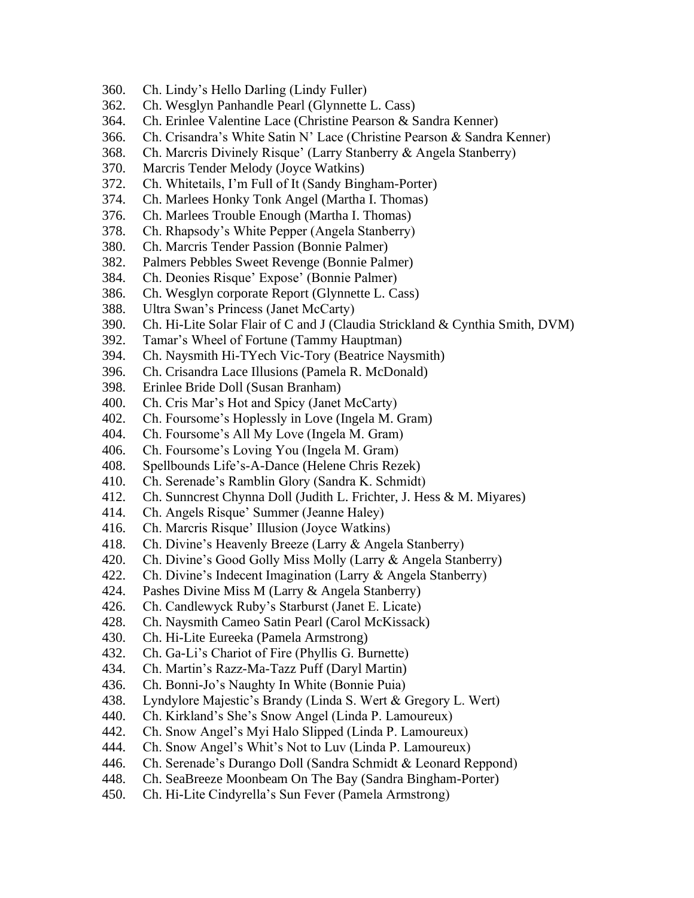360. Ch. Lindy’s Hello Darling (Lindy Fuller)
362. Ch. Wesglyn Panhandle Pearl (Glynnette L. Cass)
364. Ch. Erinlee Valentine Lace (Christine Pearson & Sandra Kenner)
366. Ch. Crisandra’s White Satin N’ Lace (Christine Pearson & Sandra Kenner)
368. Ch. Marcris Divinely Risque’ (Larry Stanberry & Angela Stanberry)
370. Marcris Tender Melody (Joyce Watkins)
372. Ch. Whitetails, I’m Full of It (Sandy Bingham-Porter)
374. Ch. Marlees Honky Tonk Angel (Martha I. Thomas)
376. Ch. Marlees Trouble Enough (Martha I. Thomas)
378. Ch. Rhapsody’s White Pepper (Angela Stanberry)
380. Ch. Marcris Tender Passion (Bonnie Palmer)
382. Palmers Pebbles Sweet Revenge (Bonnie Palmer)
384. Ch. Deonies Risque’ Expose’ (Bonnie Palmer)
386. Ch. Wesglyn corporate Report (Glynnette L. Cass)
388. Ultra Swan’s Princess (Janet McCarty)
390. Ch. Hi-Lite Solar Flair of C and J (Claudia Strickland & Cynthia Smith, DVM)
392. Tamar’s Wheel of Fortune (Tammy Hauptman)
394. Ch. Naysmith Hi-TYech Vic-Tory (Beatrice Naysmith)
396. Ch. Crisandra Lace Illusions (Pamela R. McDonald)
398. Erinlee Bride Doll (Susan Branham)
400. Ch. Cris Mar’s Hot and Spicy (Janet McCarty)
402. Ch. Foursome’s Hoplessly in Love (Ingela M. Gram)
404. Ch. Foursome’s All My Love (Ingela M. Gram)
406. Ch. Foursome’s Loving You (Ingela M. Gram)
408. Spellbounds Life’s-A-Dance (Helene Chris Rezek)
410. Ch. Serenade’s Ramblin Glory (Sandra K. Schmidt)
412. Ch. Sunncrest Chynna Doll (Judith L. Frichter, J. Hess & M. Miyares)
414. Ch. Angels Risque’ Summer (Jeanne Haley)
416. Ch. Marcris Risque’ Illusion (Joyce Watkins)
418. Ch. Divine’s Heavenly Breeze (Larry & Angela Stanberry)
420. Ch. Divine’s Good Golly Miss Molly (Larry & Angela Stanberry)
422. Ch. Divine’s Indecent Imagination (Larry & Angela Stanberry)
424. Pashes Divine Miss M (Larry & Angela Stanberry)
426. Ch. Candlewyck Ruby’s Starburst (Janet E. Licate)
428. Ch. Naysmith Cameo Satin Pearl (Carol McKissack)
430. Ch. Hi-Lite Eureeka (Pamela Armstrong)
432. Ch. Ga-Li’s Chariot of Fire (Phyllis G. Burnette)
434. Ch. Martin’s Razz-Ma-Tazz Puff (Daryl Martin)
436. Ch. Bonni-Jo’s Naughty In White (Bonnie Puia)
438. Lyndylore Majestic’s Brandy (Linda S. Wert & Gregory L. Wert)
440. Ch. Kirkland’s She’s Snow Angel (Linda P. Lamoureux)
442. Ch. Snow Angel’s Myi Halo Slipped (Linda P. Lamoureux)
444. Ch. Snow Angel’s Whit’s Not to Luv (Linda P. Lamoureux)
446. Ch. Serenade’s Durango Doll (Sandra Schmidt & Leonard Reppond)
448. Ch. SeaBreeze Moonbeam On The Bay (Sandra Bingham-Porter)
450. Ch. Hi-Lite Cindyrella’s Sun Fever (Pamela Armstrong)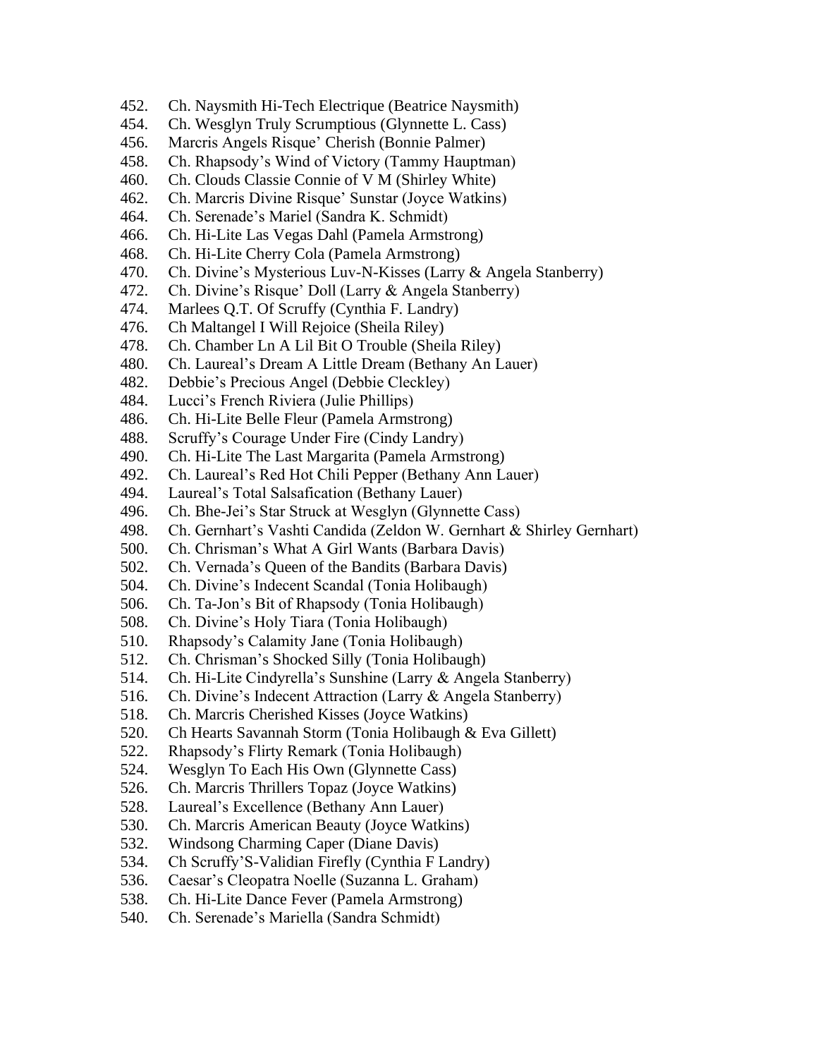452. Ch. Naysmith Hi-Tech Electrique (Beatrice Naysmith)
454. Ch. Wesglyn Truly Scrumptious (Glynnette L. Cass)
456. Marcris Angels Risque' Cherish (Bonnie Palmer)
458. Ch. Rhapsody's Wind of Victory (Tammy Hauptman)
460. Ch. Clouds Classie Connie of V M (Shirley White)
462. Ch. Marcris Divine Risque' Sunstar (Joyce Watkins)
464. Ch. Serenade's Mariel (Sandra K. Schmidt)
466. Ch. Hi-Lite Las Vegas Dahl (Pamela Armstrong)
468. Ch. Hi-Lite Cherry Cola (Pamela Armstrong)
470. Ch. Divine's Mysterious Luv-N-Kisses (Larry & Angela Stanberry)
472. Ch. Divine's Risque' Doll (Larry & Angela Stanberry)
474. Marlees Q.T. Of Scruffy (Cynthia F. Landry)
476. Ch Maltangel I Will Rejoice (Sheila Riley)
478. Ch. Chamber Ln A Lil Bit O Trouble (Sheila Riley)
480. Ch. Laureal's Dream A Little Dream (Bethany An Lauer)
482. Debbie's Precious Angel (Debbie Cleckley)
484. Lucci's French Riviera (Julie Phillips)
486. Ch. Hi-Lite Belle Fleur (Pamela Armstrong)
488. Scruffy's Courage Under Fire (Cindy Landry)
490. Ch. Hi-Lite The Last Margarita (Pamela Armstrong)
492. Ch. Laureal's Red Hot Chili Pepper (Bethany Ann Lauer)
494. Laureal's Total Salsafication (Bethany Lauer)
496. Ch. Bhe-Jei's Star Struck at Wesglyn (Glynnette Cass)
498. Ch. Gernhart's Vashti Candida (Zeldon W. Gernhart & Shirley Gernhart)
500. Ch. Chrisman's What A Girl Wants (Barbara Davis)
502. Ch. Vernada's Queen of the Bandits (Barbara Davis)
504. Ch. Divine's Indecent Scandal (Tonia Holibaugh)
506. Ch. Ta-Jon's Bit of Rhapsody (Tonia Holibaugh)
508. Ch. Divine's Holy Tiara (Tonia Holibaugh)
510. Rhapsody's Calamity Jane (Tonia Holibaugh)
512. Ch. Chrisman's Shocked Silly (Tonia Holibaugh)
514. Ch. Hi-Lite Cindyrella's Sunshine (Larry & Angela Stanberry)
516. Ch. Divine's Indecent Attraction (Larry & Angela Stanberry)
518. Ch. Marcris Cherished Kisses (Joyce Watkins)
520. Ch Hearts Savannah Storm (Tonia Holibaugh & Eva Gillett)
522. Rhapsody's Flirty Remark (Tonia Holibaugh)
524. Wesglyn To Each His Own (Glynnette Cass)
526. Ch. Marcris Thrillers Topaz (Joyce Watkins)
528. Laureal's Excellence (Bethany Ann Lauer)
530. Ch. Marcris American Beauty (Joyce Watkins)
532. Windsong Charming Caper (Diane Davis)
534. Ch Scruffy'S-Validian Firefly (Cynthia F Landry)
536. Caesar's Cleopatra Noelle (Suzanna L. Graham)
538. Ch. Hi-Lite Dance Fever (Pamela Armstrong)
540. Ch. Serenade's Mariella (Sandra Schmidt)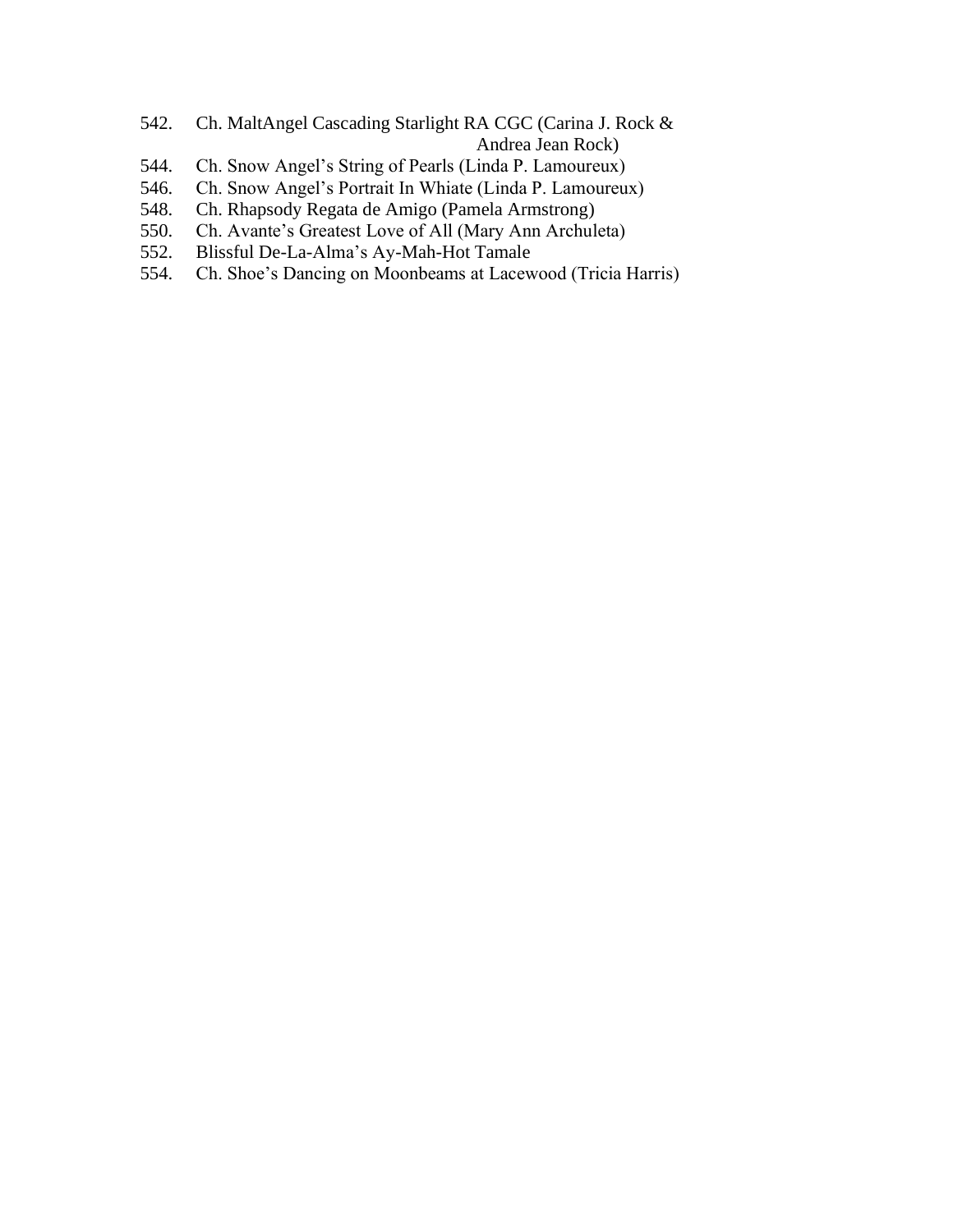542. Ch. MaltAngel Cascading Starlight RA CGC (Carina J. Rock & Andrea Jean Rock)
544. Ch. Snow Angel's String of Pearls (Linda P. Lamoureux)
546. Ch. Snow Angel's Portrait In Whiate (Linda P. Lamoureux)
548. Ch. Rhapsody Regata de Amigo (Pamela Armstrong)
550. Ch. Avante's Greatest Love of All (Mary Ann Archuleta)
552. Blissful De-La-Alma's Ay-Mah-Hot Tamale
554. Ch. Shoe's Dancing on Moonbeams at Lacewood (Tricia Harris)